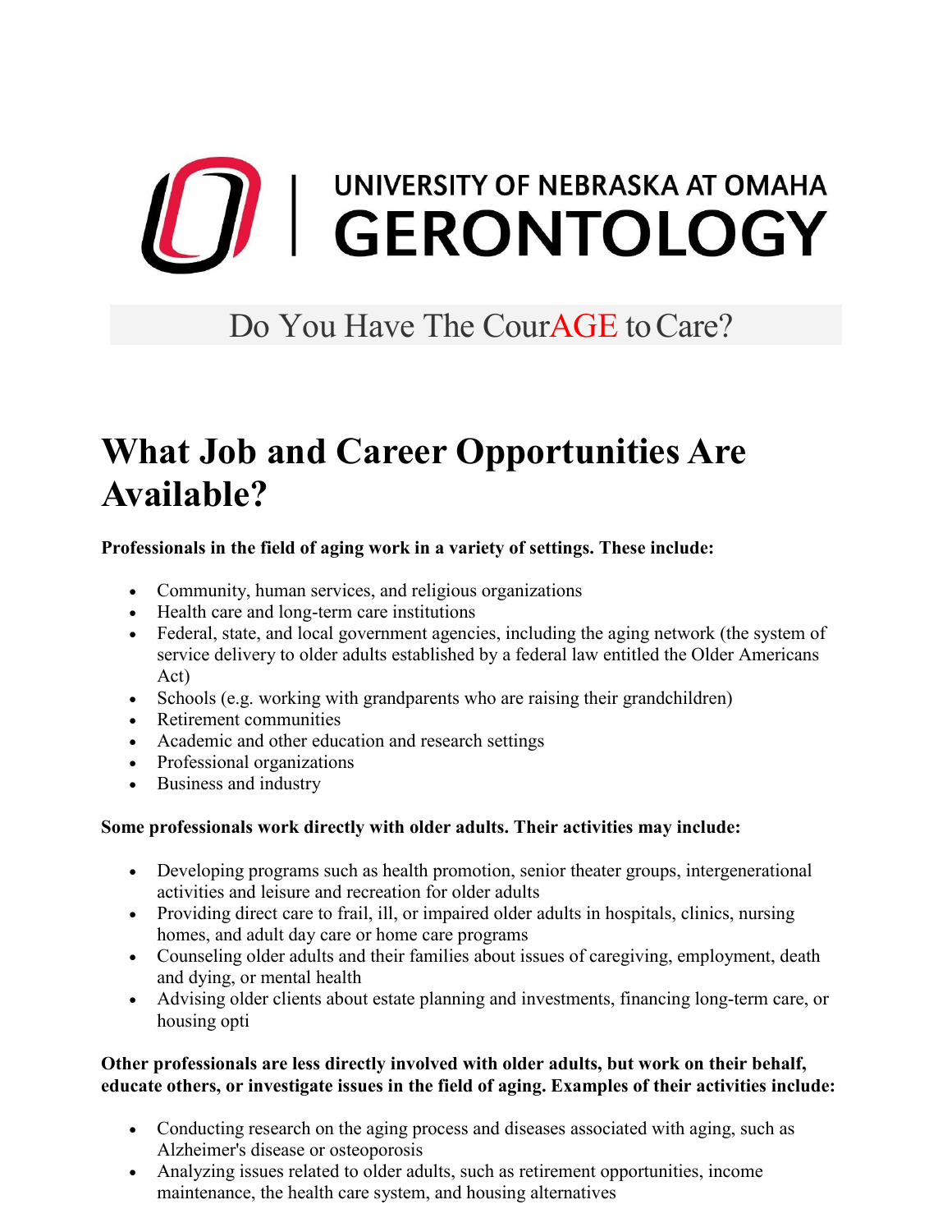UNIVERSITY OF NEBRASKA AT OMAHA
GERONTOLOGY

Do You Have The CourAGE to Care?

# What Job and Career Opportunities Are Available?

**Professionals in the field of aging work in a variety of settings. These include:**

- Community, human services, and religious organizations
- Health care and long-term care institutions
- Federal, state, and local government agencies, including the aging network (the system of service delivery to older adults established by a federal law entitled the Older Americans Act)
- Schools (e.g. working with grandparents who are raising their grandchildren)
- Retirement communities
- Academic and other education and research settings
- Professional organizations
- Business and industry

**Some professionals work directly with older adults. Their activities may include:**

- Developing programs such as health promotion, senior theater groups, intergenerational activities and leisure and recreation for older adults
- Providing direct care to frail, ill, or impaired older adults in hospitals, clinics, nursing homes, and adult day care or home care programs
- Counseling older adults and their families about issues of caregiving, employment, death and dying, or mental health
- Advising older clients about estate planning and investments, financing long-term care, or housing opti

**Other professionals are less directly involved with older adults, but work on their behalf, educate others, or investigate issues in the field of aging. Examples of their activities include:**

- Conducting research on the aging process and diseases associated with aging, such as Alzheimer's disease or osteoporosis
- Analyzing issues related to older adults, such as retirement opportunities, income maintenance, the health care system, and housing alternatives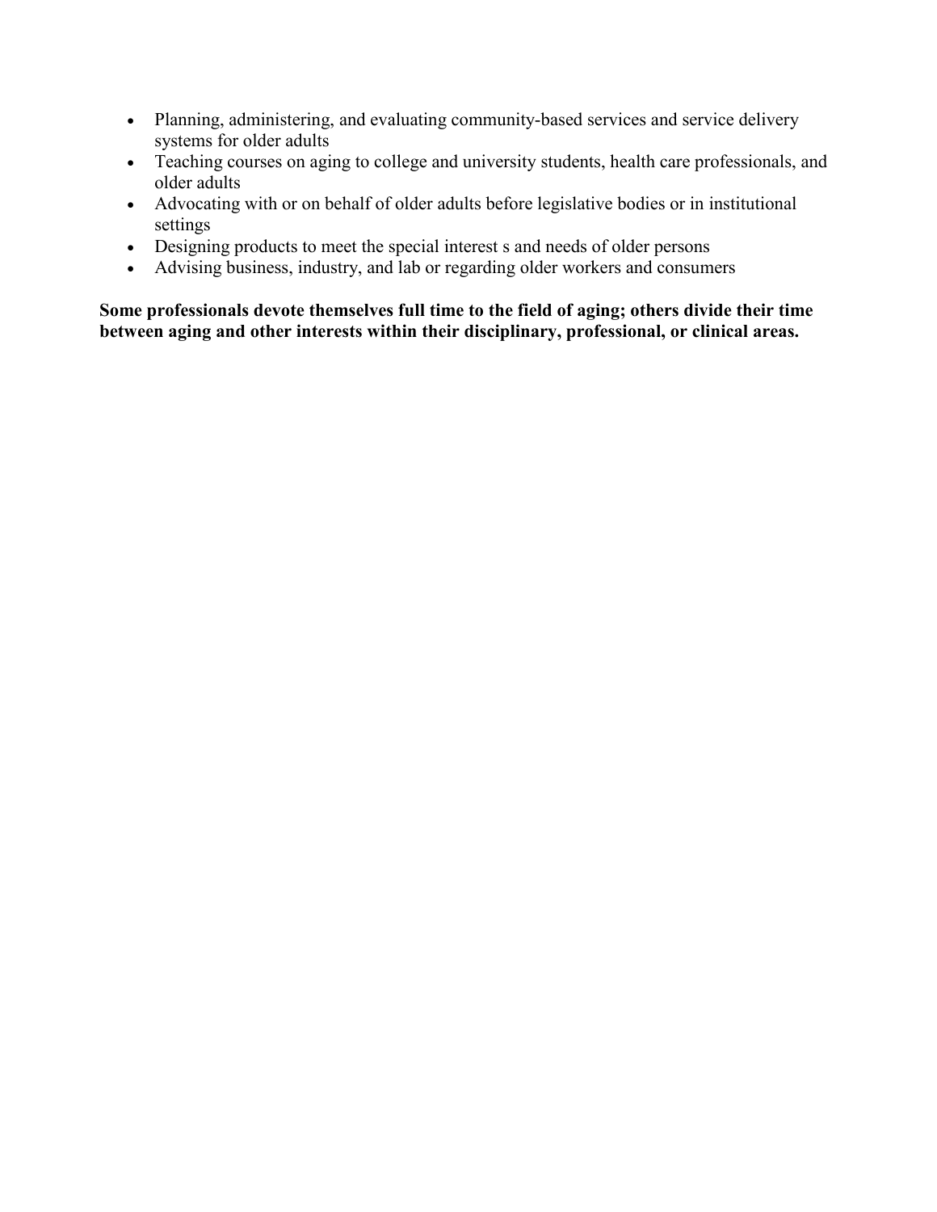- Planning, administering, and evaluating community-based services and service delivery systems for older adults
- Teaching courses on aging to college and university students, health care professionals, and older adults
- Advocating with or on behalf of older adults before legislative bodies or in institutional settings
- Designing products to meet the special interest s and needs of older persons
- Advising business, industry, and lab or regarding older workers and consumers

**Some professionals devote themselves full time to the field of aging; others divide their time between aging and other interests within their disciplinary, professional, or clinical areas.**